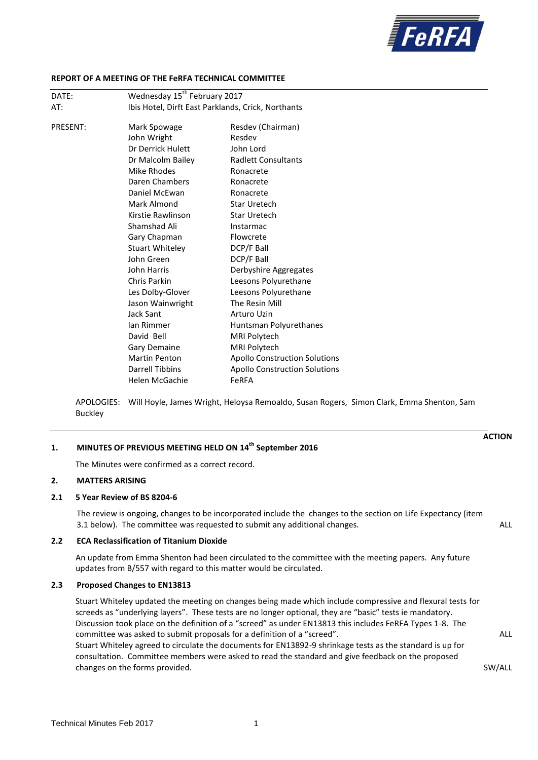**REPORT OF A MEETING OF THE FeRFA TECHNICAL COMMITTEE**

| | | |
|---|---|---|
| DATE: | Wednesday 15th February 2017 | |
| AT: | Ibis Hotel, Dirft East Parklands, Crick, Northants | |
| PRESENT: | Mark Spowage | Resdev (Chairman) |
| | John Wright | Resdev |
| | Dr Derrick Hulett | John Lord |
| | Dr Malcolm Bailey | Radlett Consultants |
| | Mike Rhodes | Ronacrete |
| | Daren Chambers | Ronacrete |
| | Daniel McEwan | Ronacrete |
| | Mark Almond | Star Uretech |
| | Kirstie Rawlinson | Star Uretech |
| | Shamshad Ali | Instarmac |
| | Gary Chapman | Flowcrete |
| | Stuart Whiteley | DCP/F Ball |
| | John Green | DCP/F Ball |
| | John Harris | Derbyshire Aggregates |
| | Chris Parkin | Leesons Polyurethane |
| | Les Dolby-Glover | Leesons Polyurethane |
| | Jason Wainwright | The Resin Mill |
| | Jack Sant | Arturo Uzin |
| | Ian Rimmer | Huntsman Polyurethanes |
| | David Bell | MRI Polytech |
| | Gary Demaine | MRI Polytech |
| | Martin Penton | Apollo Construction Solutions |
| | Darrell Tibbins | Apollo Construction Solutions |
| | Helen McGachie | FeRFA |

APOLOGIES: Will Hoyle, James Wright, Heloysa Remoaldo, Susan Rogers, Simon Clark, Emma Shenton, Sam Buckley

**ACTION**

## 1. MINUTES OF PREVIOUS MEETING HELD ON 14th September 2016

The Minutes were confirmed as a correct record.

## 2. MATTERS ARISING

### 2.1 5 Year Review of BS 8204-6

The review is ongoing, changes to be incorporated include the changes to the section on Life Expectancy (item 3.1 below). The committee was requested to submit any additional changes. — **ALL**

### 2.2 ECA Reclassification of Titanium Dioxide

An update from Emma Shenton had been circulated to the committee with the meeting papers. Any future updates from B/557 with regard to this matter would be circulated.

### 2.3 Proposed Changes to EN13813

Stuart Whiteley updated the meeting on changes being made which include compressive and flexural tests for screeds as "underlying layers". These tests are no longer optional, they are "basic" tests ie mandatory. Discussion took place on the definition of a "screed" as under EN13813 this includes FeRFA Types 1-8. The committee was asked to submit proposals for a definition of a "screed". — **ALL**

Stuart Whiteley agreed to circulate the documents for EN13892-9 shrinkage tests as the standard is up for consultation. Committee members were asked to read the standard and give feedback on the proposed changes on the forms provided. — **SW/ALL**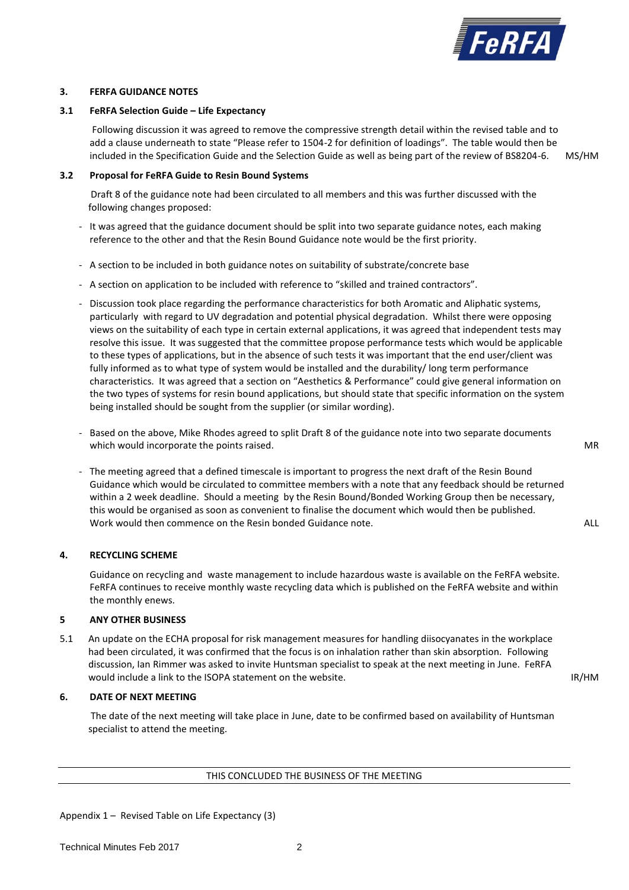## 3. FERFA GUIDANCE NOTES

### 3.1 FeRFA Selection Guide – Life Expectancy

Following discussion it was agreed to remove the compressive strength detail within the revised table and to add a clause underneath to state "Please refer to 1504-2 for definition of loadings". The table would then be included in the Specification Guide and the Selection Guide as well as being part of the review of BS8204-6. MS/HM

### 3.2 Proposal for FeRFA Guide to Resin Bound Systems

Draft 8 of the guidance note had been circulated to all members and this was further discussed with the following changes proposed:

- It was agreed that the guidance document should be split into two separate guidance notes, each making reference to the other and that the Resin Bound Guidance note would be the first priority.
- A section to be included in both guidance notes on suitability of substrate/concrete base
- A section on application to be included with reference to "skilled and trained contractors".
- Discussion took place regarding the performance characteristics for both Aromatic and Aliphatic systems, particularly with regard to UV degradation and potential physical degradation. Whilst there were opposing views on the suitability of each type in certain external applications, it was agreed that independent tests may resolve this issue. It was suggested that the committee propose performance tests which would be applicable to these types of applications, but in the absence of such tests it was important that the end user/client was fully informed as to what type of system would be installed and the durability/ long term performance characteristics. It was agreed that a section on "Aesthetics & Performance" could give general information on the two types of systems for resin bound applications, but should state that specific information on the system being installed should be sought from the supplier (or similar wording).
- Based on the above, Mike Rhodes agreed to split Draft 8 of the guidance note into two separate documents which would incorporate the points raised. MR
- The meeting agreed that a defined timescale is important to progress the next draft of the Resin Bound Guidance which would be circulated to committee members with a note that any feedback should be returned within a 2 week deadline. Should a meeting by the Resin Bound/Bonded Working Group then be necessary, this would be organised as soon as convenient to finalise the document which would then be published. Work would then commence on the Resin bonded Guidance note. ALL

## 4. RECYCLING SCHEME

Guidance on recycling and waste management to include hazardous waste is available on the FeRFA website. FeRFA continues to receive monthly waste recycling data which is published on the FeRFA website and within the monthly enews.

## 5 ANY OTHER BUSINESS

5.1 An update on the ECHA proposal for risk management measures for handling diisocyanates in the workplace had been circulated, it was confirmed that the focus is on inhalation rather than skin absorption. Following discussion, Ian Rimmer was asked to invite Huntsman specialist to speak at the next meeting in June. FeRFA would include a link to the ISOPA statement on the website. IR/HM

## 6. DATE OF NEXT MEETING

The date of the next meeting will take place in June, date to be confirmed based on availability of Huntsman specialist to attend the meeting.

---

THIS CONCLUDED THE BUSINESS OF THE MEETING

---

Appendix 1 – Revised Table on Life Expectancy (3)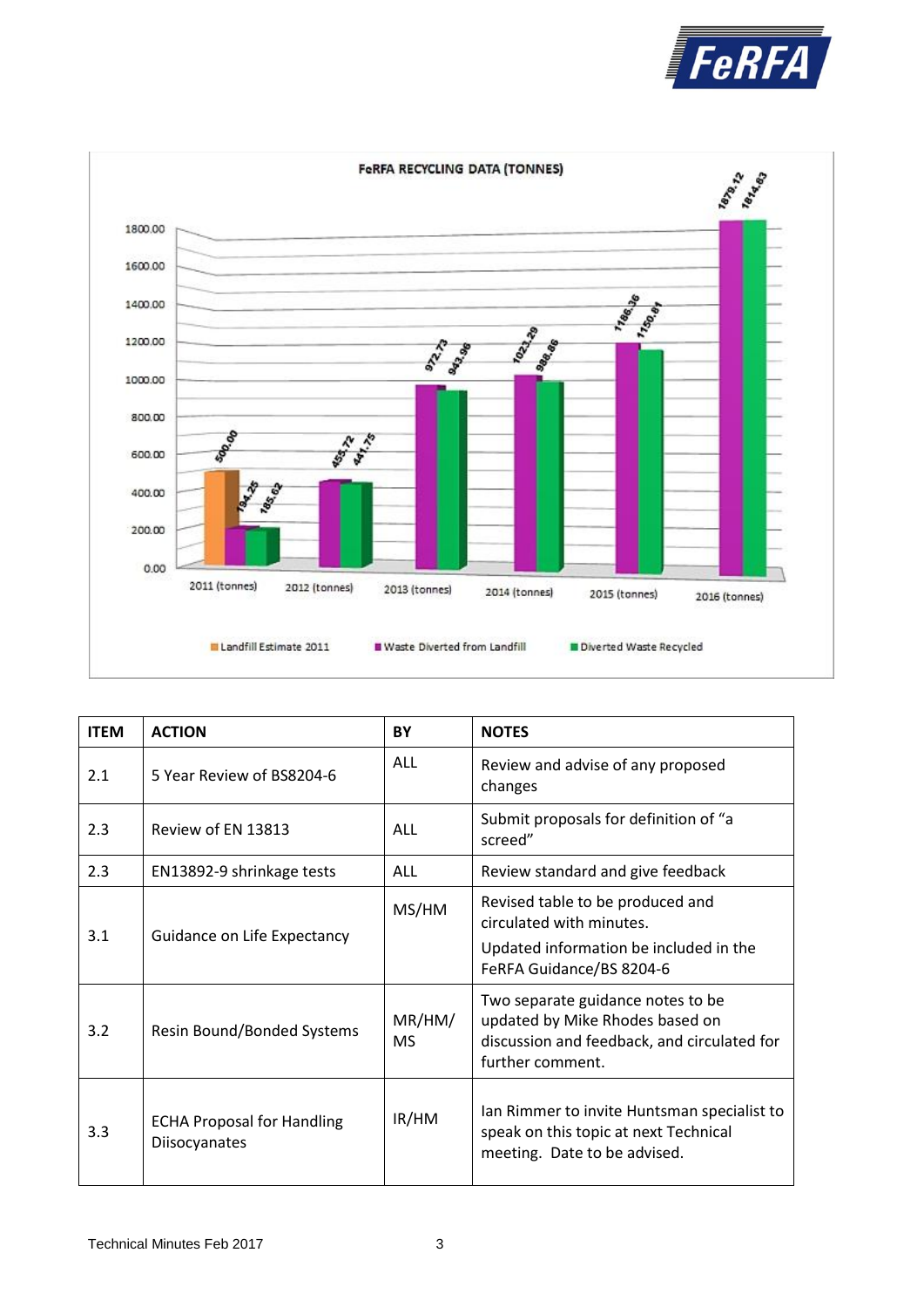FeRFA RECYCLING DATA (TONNES)

1800.00
1600.00
1400.00
1200.00
1000.00
800.00
600.00
400.00
200.00
0.00

500.00
194.25
185.62
455.72
441.75
972.73
943.96
1023.29
988.86
1186.36
1150.81
1879.12
1814.83

2011 (tonnes)
2012 (tonnes)
2013 (tonnes)
2014 (tonnes)
2015 (tonnes)
2016 (tonnes)

Landfill Estimate 2011
Waste Diverted from Landfill
Diverted Waste Recycled

| ITEM | ACTION | BY | NOTES |
|---|---|---|---|
| 2.1 | 5 Year Review of BS8204-6 | ALL | Review and advise of any proposed changes |
| 2.3 | Review of EN 13813 | ALL | Submit proposals for definition of "a screed" |
| 2.3 | EN13892-9 shrinkage tests | ALL | Review standard and give feedback |
| 3.1 | Guidance on Life Expectancy | MS/HM | Revised table to be produced and circulated with minutes. Updated information be included in the FeRFA Guidance/BS 8204-6 |
| 3.2 | Resin Bound/Bonded Systems | MR/HM/MS | Two separate guidance notes to be updated by Mike Rhodes based on discussion and feedback, and circulated for further comment. |
| 3.3 | ECHA Proposal for Handling Diisocyanates | IR/HM | Ian Rimmer to invite Huntsman specialist to speak on this topic at next Technical meeting. Date to be advised. |